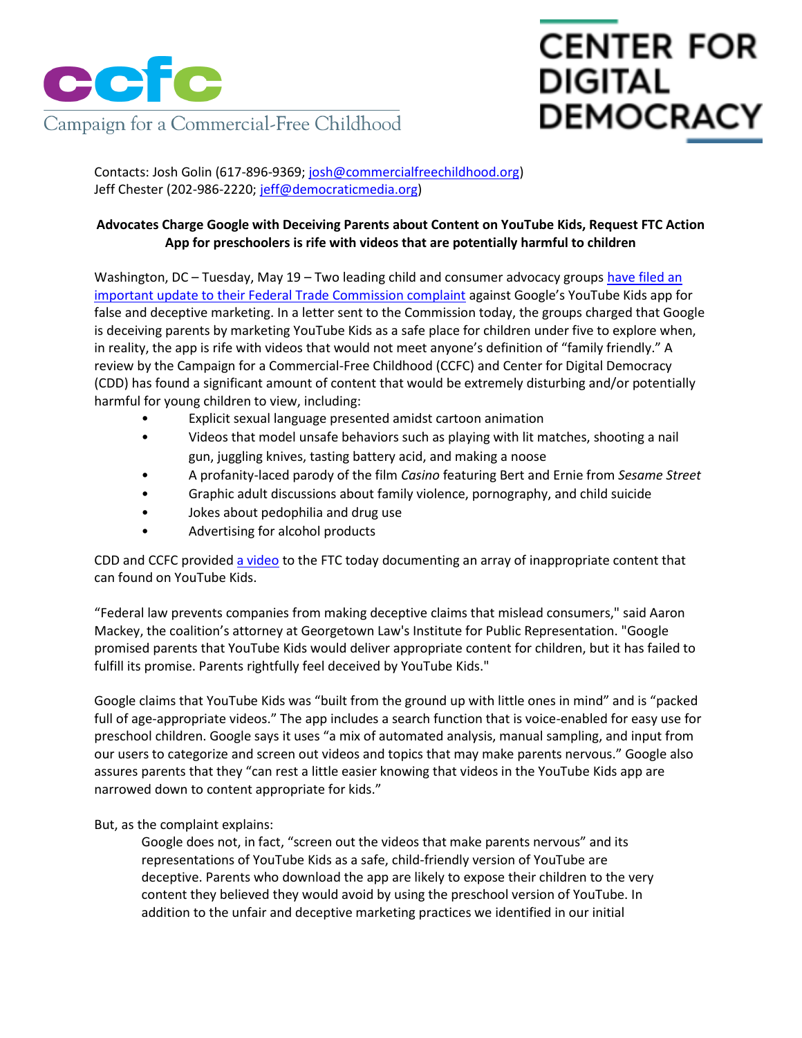ccfc
Campaign for a Commercial-Free Childhood

CENTER FOR DIGITAL DEMOCRACY

Contacts: Josh Golin (617-896-9369; josh@commercialfreechildhood.org)
Jeff Chester (202-986-2220; jeff@democraticmedia.org)

**Advocates Charge Google with Deceiving Parents about Content on YouTube Kids, Request FTC Action**
**App for preschoolers is rife with videos that are potentially harmful to children**

Washington, DC – Tuesday, May 19 – Two leading child and consumer advocacy groups have filed an important update to their Federal Trade Commission complaint against Google's YouTube Kids app for false and deceptive marketing. In a letter sent to the Commission today, the groups charged that Google is deceiving parents by marketing YouTube Kids as a safe place for children under five to explore when, in reality, the app is rife with videos that would not meet anyone's definition of "family friendly." A review by the Campaign for a Commercial-Free Childhood (CCFC) and Center for Digital Democracy (CDD) has found a significant amount of content that would be extremely disturbing and/or potentially harmful for young children to view, including:

- Explicit sexual language presented amidst cartoon animation
- Videos that model unsafe behaviors such as playing with lit matches, shooting a nail gun, juggling knives, tasting battery acid, and making a noose
- A profanity-laced parody of the film *Casino* featuring Bert and Ernie from *Sesame Street*
- Graphic adult discussions about family violence, pornography, and child suicide
- Jokes about pedophilia and drug use
- Advertising for alcohol products

CDD and CCFC provided a video to the FTC today documenting an array of inappropriate content that can found on YouTube Kids.

"Federal law prevents companies from making deceptive claims that mislead consumers," said Aaron Mackey, the coalition's attorney at Georgetown Law's Institute for Public Representation. "Google promised parents that YouTube Kids would deliver appropriate content for children, but it has failed to fulfill its promise. Parents rightfully feel deceived by YouTube Kids."

Google claims that YouTube Kids was "built from the ground up with little ones in mind" and is "packed full of age-appropriate videos." The app includes a search function that is voice-enabled for easy use for preschool children. Google says it uses "a mix of automated analysis, manual sampling, and input from our users to categorize and screen out videos and topics that may make parents nervous." Google also assures parents that they "can rest a little easier knowing that videos in the YouTube Kids app are narrowed down to content appropriate for kids."

But, as the complaint explains:

> Google does not, in fact, "screen out the videos that make parents nervous" and its representations of YouTube Kids as a safe, child-friendly version of YouTube are deceptive. Parents who download the app are likely to expose their children to the very content they believed they would avoid by using the preschool version of YouTube. In addition to the unfair and deceptive marketing practices we identified in our initial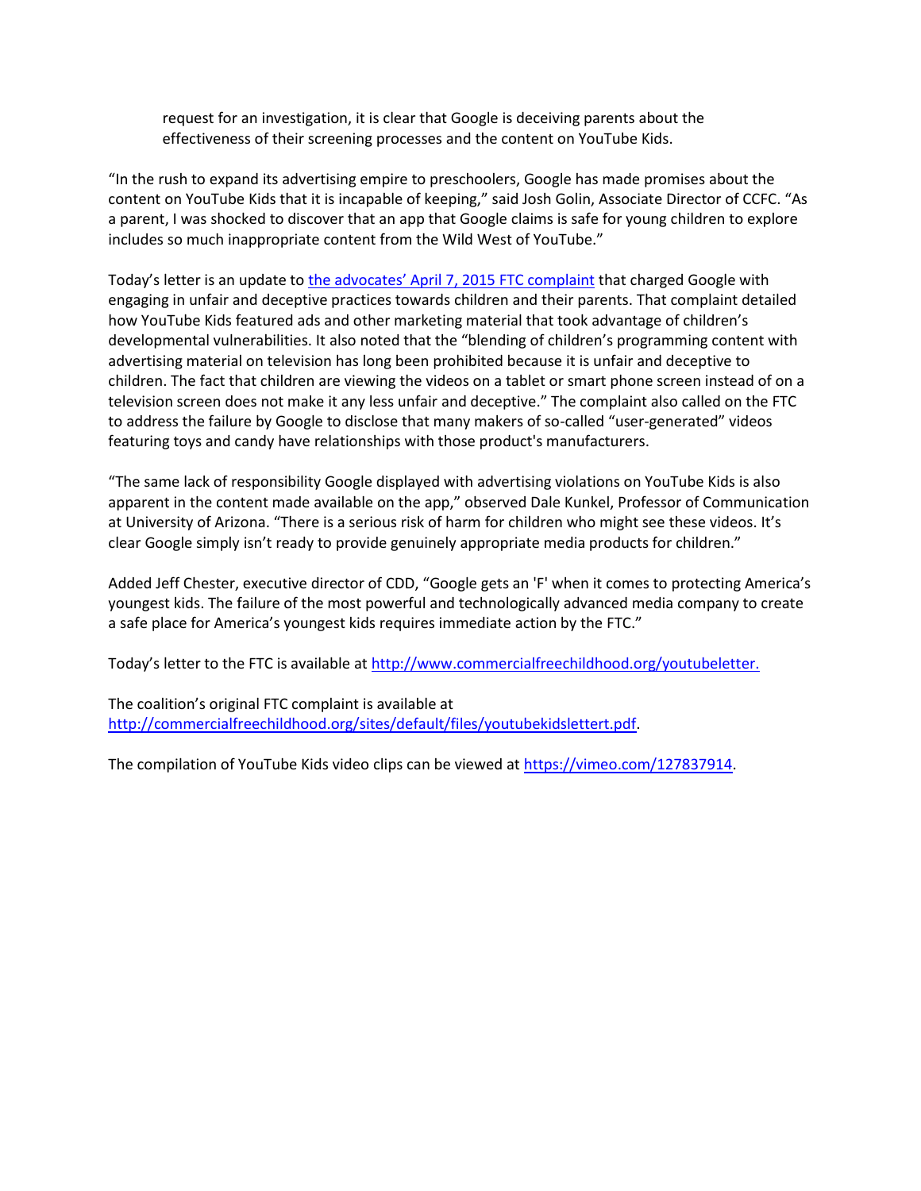request for an investigation, it is clear that Google is deceiving parents about the effectiveness of their screening processes and the content on YouTube Kids.

"In the rush to expand its advertising empire to preschoolers, Google has made promises about the content on YouTube Kids that it is incapable of keeping," said Josh Golin, Associate Director of CCFC. "As a parent, I was shocked to discover that an app that Google claims is safe for young children to explore includes so much inappropriate content from the Wild West of YouTube."

Today's letter is an update to [the advocates' April 7, 2015 FTC complaint] that charged Google with engaging in unfair and deceptive practices towards children and their parents. That complaint detailed how YouTube Kids featured ads and other marketing material that took advantage of children's developmental vulnerabilities. It also noted that the "blending of children's programming content with advertising material on television has long been prohibited because it is unfair and deceptive to children. The fact that children are viewing the videos on a tablet or smart phone screen instead of on a television screen does not make it any less unfair and deceptive." The complaint also called on the FTC to address the failure by Google to disclose that many makers of so-called "user-generated" videos featuring toys and candy have relationships with those product's manufacturers.

"The same lack of responsibility Google displayed with advertising violations on YouTube Kids is also apparent in the content made available on the app," observed Dale Kunkel, Professor of Communication at University of Arizona. "There is a serious risk of harm for children who might see these videos. It's clear Google simply isn't ready to provide genuinely appropriate media products for children."

Added Jeff Chester, executive director of CDD, "Google gets an 'F' when it comes to protecting America's youngest kids. The failure of the most powerful and technologically advanced media company to create a safe place for America's youngest kids requires immediate action by the FTC."

Today's letter to the FTC is available at http://www.commercialfreechildhood.org/youtubeletter.

The coalition's original FTC complaint is available at http://commercialfreechildhood.org/sites/default/files/youtubekidslettert.pdf.

The compilation of YouTube Kids video clips can be viewed at https://vimeo.com/127837914.